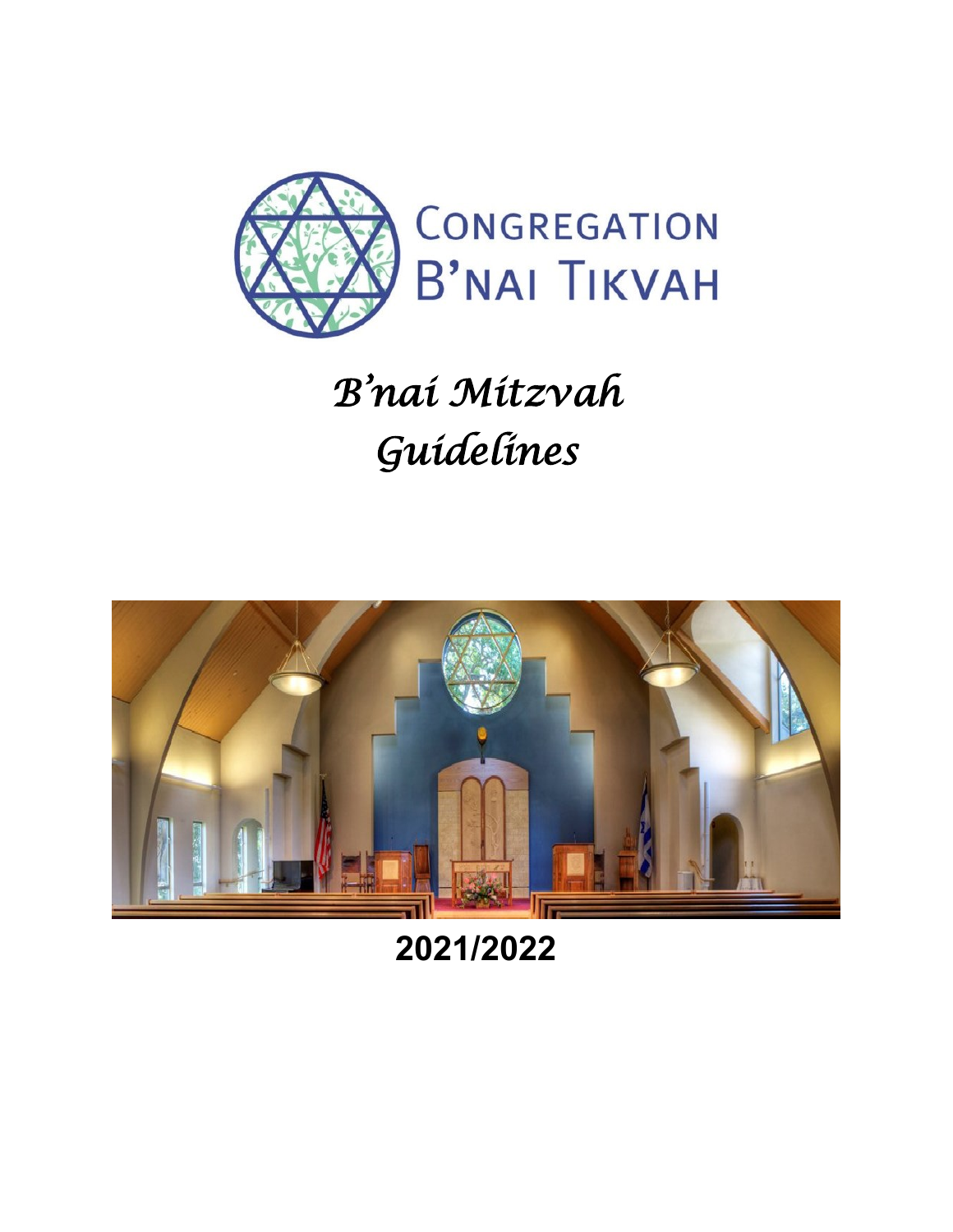CONGREGATION
B'NAI TIKVAH

# *B'nai Mitzvah Guidelines*

**2021/2022**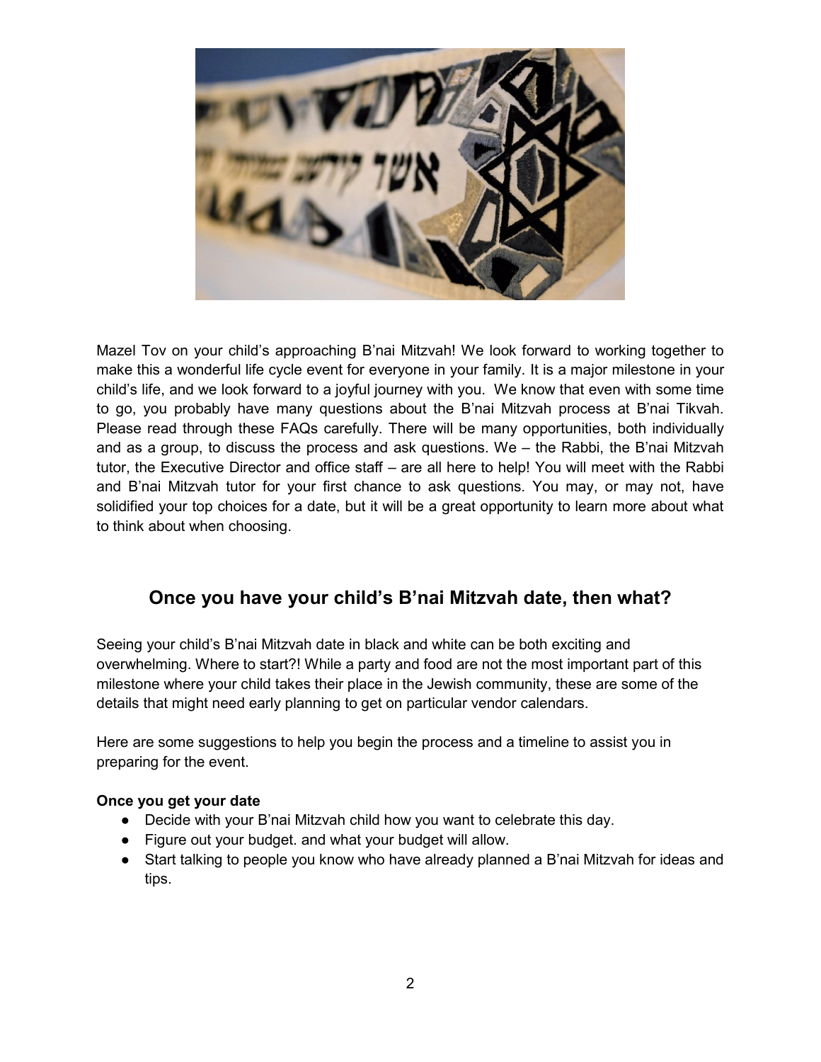Mazel Tov on your child's approaching B'nai Mitzvah! We look forward to working together to make this a wonderful life cycle event for everyone in your family. It is a major milestone in your child's life, and we look forward to a joyful journey with you. We know that even with some time to go, you probably have many questions about the B'nai Mitzvah process at B'nai Tikvah. Please read through these FAQs carefully. There will be many opportunities, both individually and as a group, to discuss the process and ask questions. We – the Rabbi, the B'nai Mitzvah tutor, the Executive Director and office staff – are all here to help! You will meet with the Rabbi and B'nai Mitzvah tutor for your first chance to ask questions. You may, or may not, have solidified your top choices for a date, but it will be a great opportunity to learn more about what to think about when choosing.

## Once you have your child's B'nai Mitzvah date, then what?

Seeing your child's B'nai Mitzvah date in black and white can be both exciting and overwhelming. Where to start?! While a party and food are not the most important part of this milestone where your child takes their place in the Jewish community, these are some of the details that might need early planning to get on particular vendor calendars.

Here are some suggestions to help you begin the process and a timeline to assist you in preparing for the event.

**Once you get your date**

- Decide with your B'nai Mitzvah child how you want to celebrate this day.
- Figure out your budget. and what your budget will allow.
- Start talking to people you know who have already planned a B'nai Mitzvah for ideas and tips.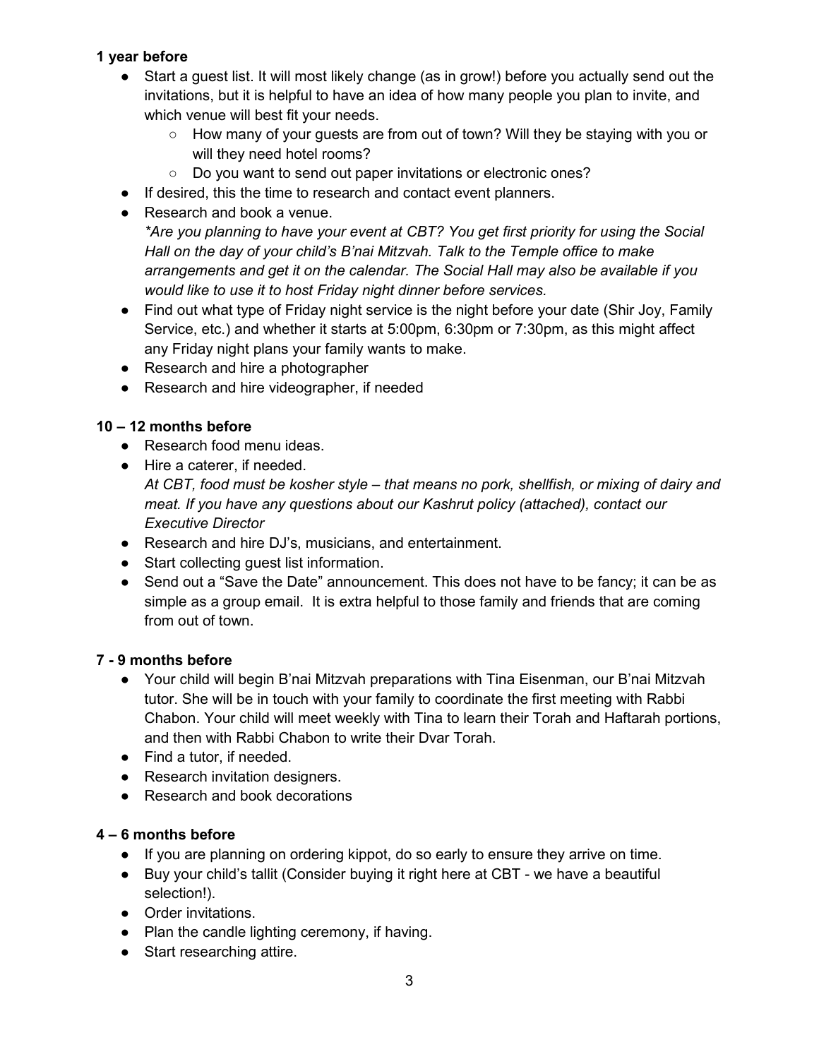**1 year before**

- Start a guest list. It will most likely change (as in grow!) before you actually send out the invitations, but it is helpful to have an idea of how many people you plan to invite, and which venue will best fit your needs.
  - How many of your guests are from out of town? Will they be staying with you or will they need hotel rooms?
  - Do you want to send out paper invitations or electronic ones?
- If desired, this the time to research and contact event planners.
- Research and book a venue.
  *\*Are you planning to have your event at CBT? You get first priority for using the Social Hall on the day of your child's B'nai Mitzvah. Talk to the Temple office to make arrangements and get it on the calendar. The Social Hall may also be available if you would like to use it to host Friday night dinner before services.*
- Find out what type of Friday night service is the night before your date (Shir Joy, Family Service, etc.) and whether it starts at 5:00pm, 6:30pm or 7:30pm, as this might affect any Friday night plans your family wants to make.
- Research and hire a photographer
- Research and hire videographer, if needed

**10 – 12 months before**

- Research food menu ideas.
- Hire a caterer, if needed.
  *At CBT, food must be kosher style – that means no pork, shellfish, or mixing of dairy and meat. If you have any questions about our Kashrut policy (attached), contact our Executive Director*
- Research and hire DJ's, musicians, and entertainment.
- Start collecting guest list information.
- Send out a "Save the Date" announcement. This does not have to be fancy; it can be as simple as a group email. It is extra helpful to those family and friends that are coming from out of town.

**7 - 9 months before**

- Your child will begin B'nai Mitzvah preparations with Tina Eisenman, our B'nai Mitzvah tutor. She will be in touch with your family to coordinate the first meeting with Rabbi Chabon. Your child will meet weekly with Tina to learn their Torah and Haftarah portions, and then with Rabbi Chabon to write their Dvar Torah.
- Find a tutor, if needed.
- Research invitation designers.
- Research and book decorations

**4 – 6 months before**

- If you are planning on ordering kippot, do so early to ensure they arrive on time.
- Buy your child's tallit (Consider buying it right here at CBT - we have a beautiful selection!).
- Order invitations.
- Plan the candle lighting ceremony, if having.
- Start researching attire.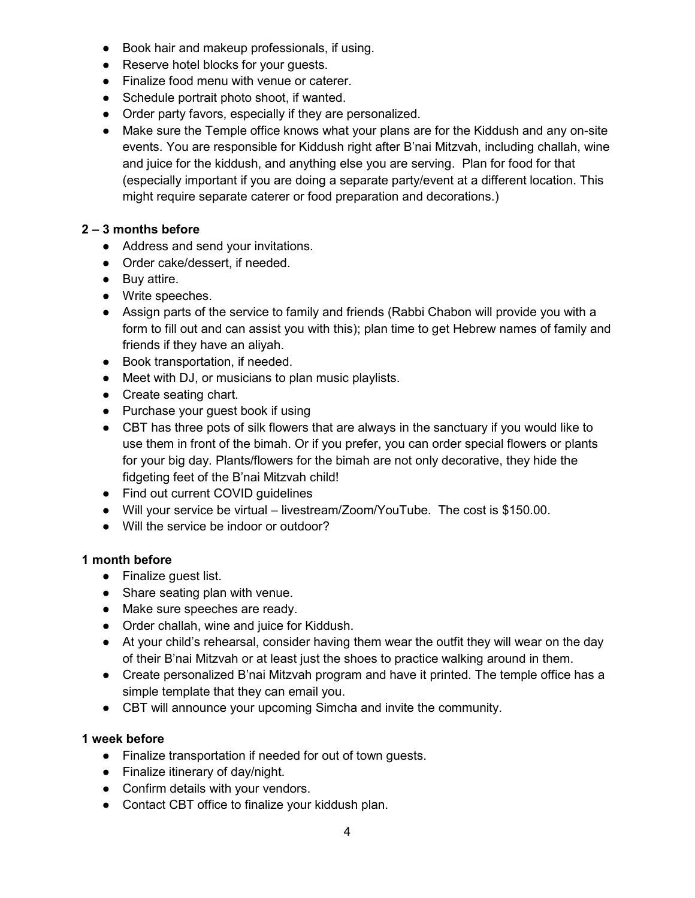- Book hair and makeup professionals, if using.
- Reserve hotel blocks for your guests.
- Finalize food menu with venue or caterer.
- Schedule portrait photo shoot, if wanted.
- Order party favors, especially if they are personalized.
- Make sure the Temple office knows what your plans are for the Kiddush and any on-site events. You are responsible for Kiddush right after B'nai Mitzvah, including challah, wine and juice for the kiddush, and anything else you are serving. Plan for food for that (especially important if you are doing a separate party/event at a different location. This might require separate caterer or food preparation and decorations.)

**2 – 3 months before**

- Address and send your invitations.
- Order cake/dessert, if needed.
- Buy attire.
- Write speeches.
- Assign parts of the service to family and friends (Rabbi Chabon will provide you with a form to fill out and can assist you with this); plan time to get Hebrew names of family and friends if they have an aliyah.
- Book transportation, if needed.
- Meet with DJ, or musicians to plan music playlists.
- Create seating chart.
- Purchase your guest book if using
- CBT has three pots of silk flowers that are always in the sanctuary if you would like to use them in front of the bimah. Or if you prefer, you can order special flowers or plants for your big day. Plants/flowers for the bimah are not only decorative, they hide the fidgeting feet of the B'nai Mitzvah child!
- Find out current COVID guidelines
- Will your service be virtual – livestream/Zoom/YouTube. The cost is $150.00.
- Will the service be indoor or outdoor?

**1 month before**

- Finalize guest list.
- Share seating plan with venue.
- Make sure speeches are ready.
- Order challah, wine and juice for Kiddush.
- At your child's rehearsal, consider having them wear the outfit they will wear on the day of their B'nai Mitzvah or at least just the shoes to practice walking around in them.
- Create personalized B'nai Mitzvah program and have it printed. The temple office has a simple template that they can email you.
- CBT will announce your upcoming Simcha and invite the community.

**1 week before**

- Finalize transportation if needed for out of town guests.
- Finalize itinerary of day/night.
- Confirm details with your vendors.
- Contact CBT office to finalize your kiddush plan.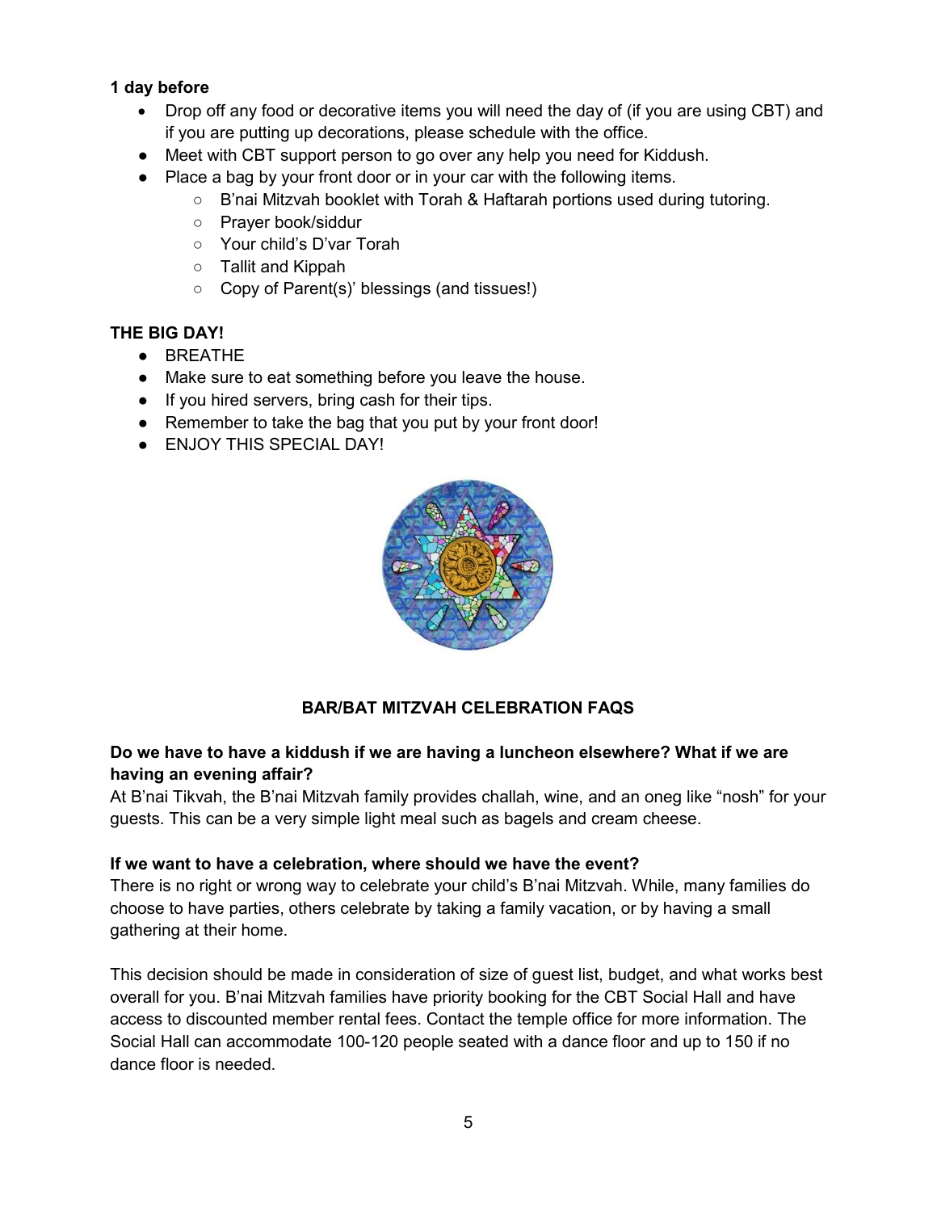**1 day before**

- Drop off any food or decorative items you will need the day of (if you are using CBT) and if you are putting up decorations, please schedule with the office.
- Meet with CBT support person to go over any help you need for Kiddush.
- Place a bag by your front door or in your car with the following items.
    - B'nai Mitzvah booklet with Torah & Haftarah portions used during tutoring.
    - Prayer book/siddur
    - Your child's D'var Torah
    - Tallit and Kippah
    - Copy of Parent(s)' blessings (and tissues!)

**THE BIG DAY!**

- BREATHE
- Make sure to eat something before you leave the house.
- If you hired servers, bring cash for their tips.
- Remember to take the bag that you put by your front door!
- ENJOY THIS SPECIAL DAY!

## BAR/BAT MITZVAH CELEBRATION FAQS

**Do we have to have a kiddush if we are having a luncheon elsewhere? What if we are having an evening affair?**

At B'nai Tikvah, the B'nai Mitzvah family provides challah, wine, and an oneg like "nosh" for your guests. This can be a very simple light meal such as bagels and cream cheese.

**If we want to have a celebration, where should we have the event?**

There is no right or wrong way to celebrate your child's B'nai Mitzvah. While, many families do choose to have parties, others celebrate by taking a family vacation, or by having a small gathering at their home.

This decision should be made in consideration of size of guest list, budget, and what works best overall for you. B'nai Mitzvah families have priority booking for the CBT Social Hall and have access to discounted member rental fees. Contact the temple office for more information. The Social Hall can accommodate 100-120 people seated with a dance floor and up to 150 if no dance floor is needed.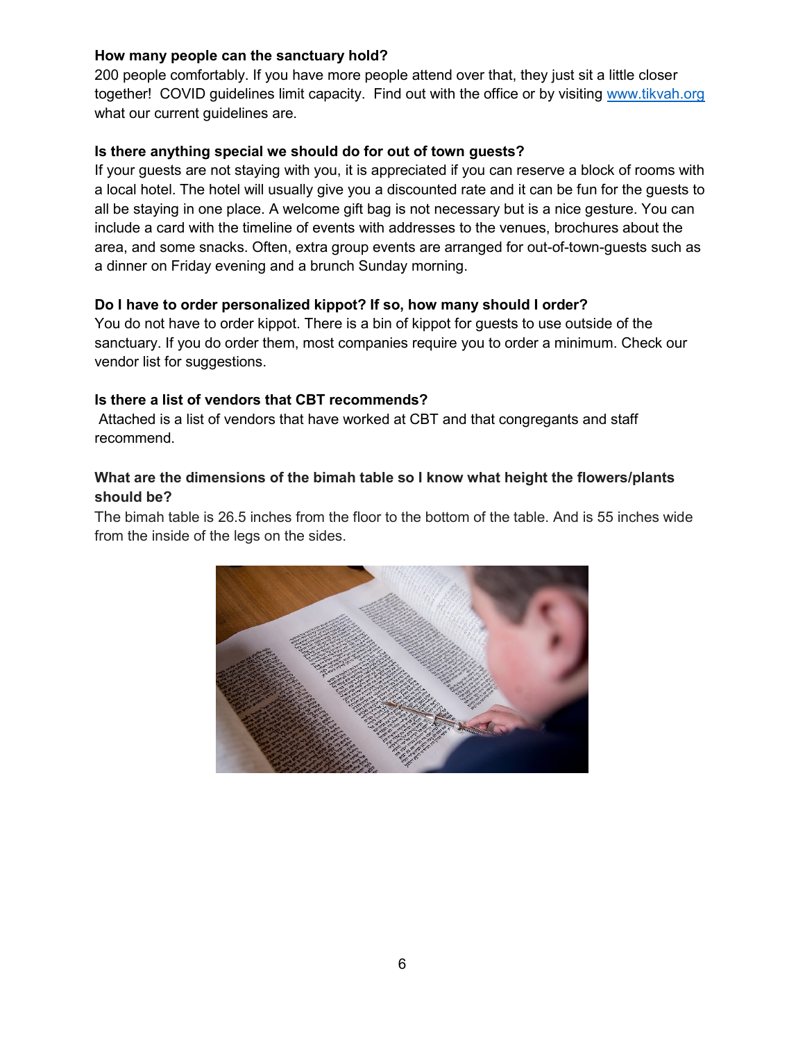**How many people can the sanctuary hold?**

200 people comfortably. If you have more people attend over that, they just sit a little closer together! COVID guidelines limit capacity. Find out with the office or by visiting [www.tikvah.org](www.tikvah.org) what our current guidelines are.

**Is there anything special we should do for out of town guests?**

If your guests are not staying with you, it is appreciated if you can reserve a block of rooms with a local hotel. The hotel will usually give you a discounted rate and it can be fun for the guests to all be staying in one place. A welcome gift bag is not necessary but is a nice gesture. You can include a card with the timeline of events with addresses to the venues, brochures about the area, and some snacks. Often, extra group events are arranged for out-of-town-guests such as a dinner on Friday evening and a brunch Sunday morning.

**Do I have to order personalized kippot? If so, how many should I order?**

You do not have to order kippot. There is a bin of kippot for guests to use outside of the sanctuary. If you do order them, most companies require you to order a minimum. Check our vendor list for suggestions.

**Is there a list of vendors that CBT recommends?**

Attached is a list of vendors that have worked at CBT and that congregants and staff recommend.

**What are the dimensions of the bimah table so I know what height the flowers/plants should be?**

The bimah table is 26.5 inches from the floor to the bottom of the table. And is 55 inches wide from the inside of the legs on the sides.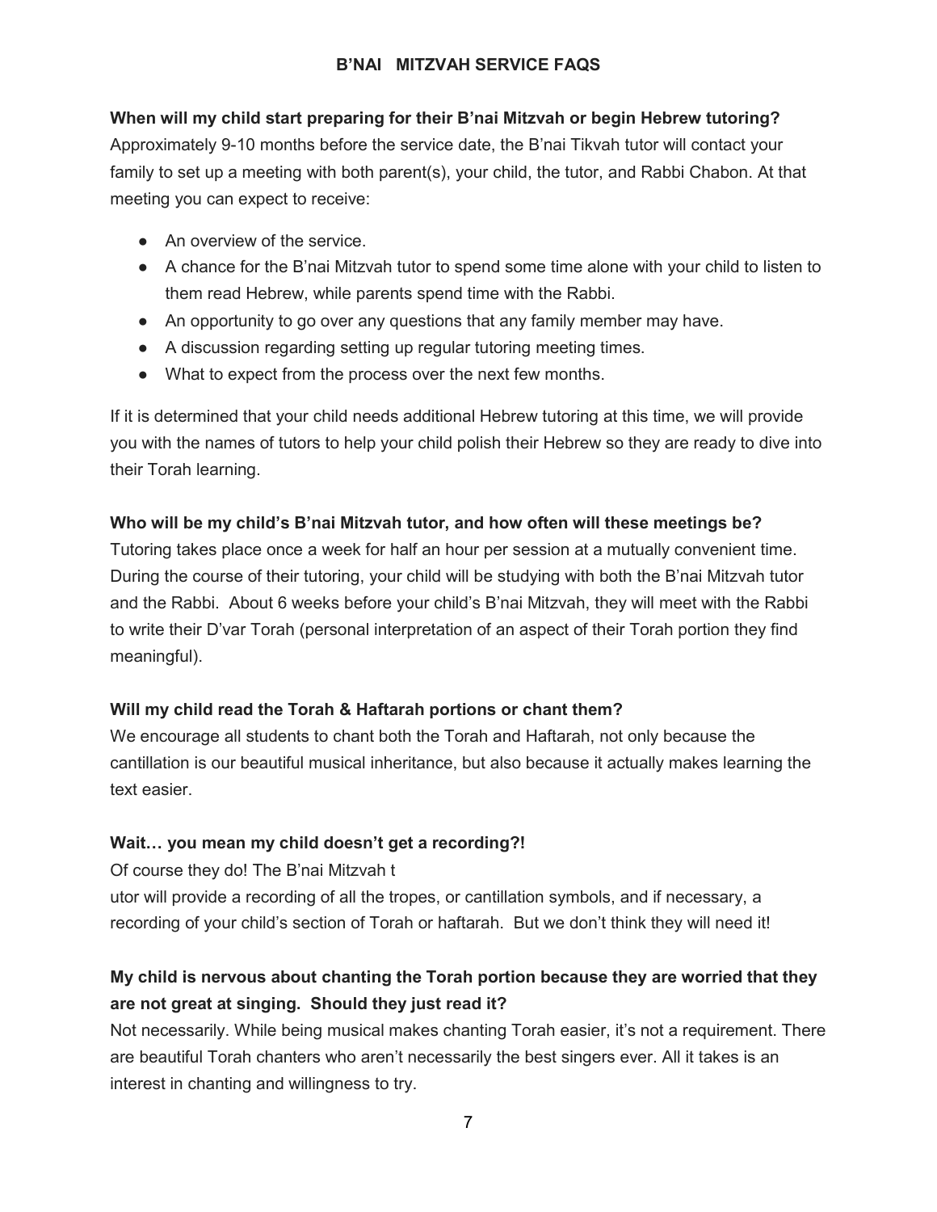## B'NAI MITZVAH SERVICE FAQS

**When will my child start preparing for their B'nai Mitzvah or begin Hebrew tutoring?**
Approximately 9-10 months before the service date, the B'nai Tikvah tutor will contact your family to set up a meeting with both parent(s), your child, the tutor, and Rabbi Chabon. At that meeting you can expect to receive:

- An overview of the service.
- A chance for the B'nai Mitzvah tutor to spend some time alone with your child to listen to them read Hebrew, while parents spend time with the Rabbi.
- An opportunity to go over any questions that any family member may have.
- A discussion regarding setting up regular tutoring meeting times.
- What to expect from the process over the next few months.

If it is determined that your child needs additional Hebrew tutoring at this time, we will provide you with the names of tutors to help your child polish their Hebrew so they are ready to dive into their Torah learning.

**Who will be my child's B'nai Mitzvah tutor, and how often will these meetings be?**
Tutoring takes place once a week for half an hour per session at a mutually convenient time. During the course of their tutoring, your child will be studying with both the B'nai Mitzvah tutor and the Rabbi. About 6 weeks before your child's B'nai Mitzvah, they will meet with the Rabbi to write their D'var Torah (personal interpretation of an aspect of their Torah portion they find meaningful).

**Will my child read the Torah & Haftarah portions or chant them?**
We encourage all students to chant both the Torah and Haftarah, not only because the cantillation is our beautiful musical inheritance, but also because it actually makes learning the text easier.

**Wait… you mean my child doesn't get a recording?!**
Of course they do! The B'nai Mitzvah tutor will provide a recording of all the tropes, or cantillation symbols, and if necessary, a recording of your child's section of Torah or haftarah. But we don't think they will need it!

**My child is nervous about chanting the Torah portion because they are worried that they are not great at singing. Should they just read it?**
Not necessarily. While being musical makes chanting Torah easier, it's not a requirement. There are beautiful Torah chanters who aren't necessarily the best singers ever. All it takes is an interest in chanting and willingness to try.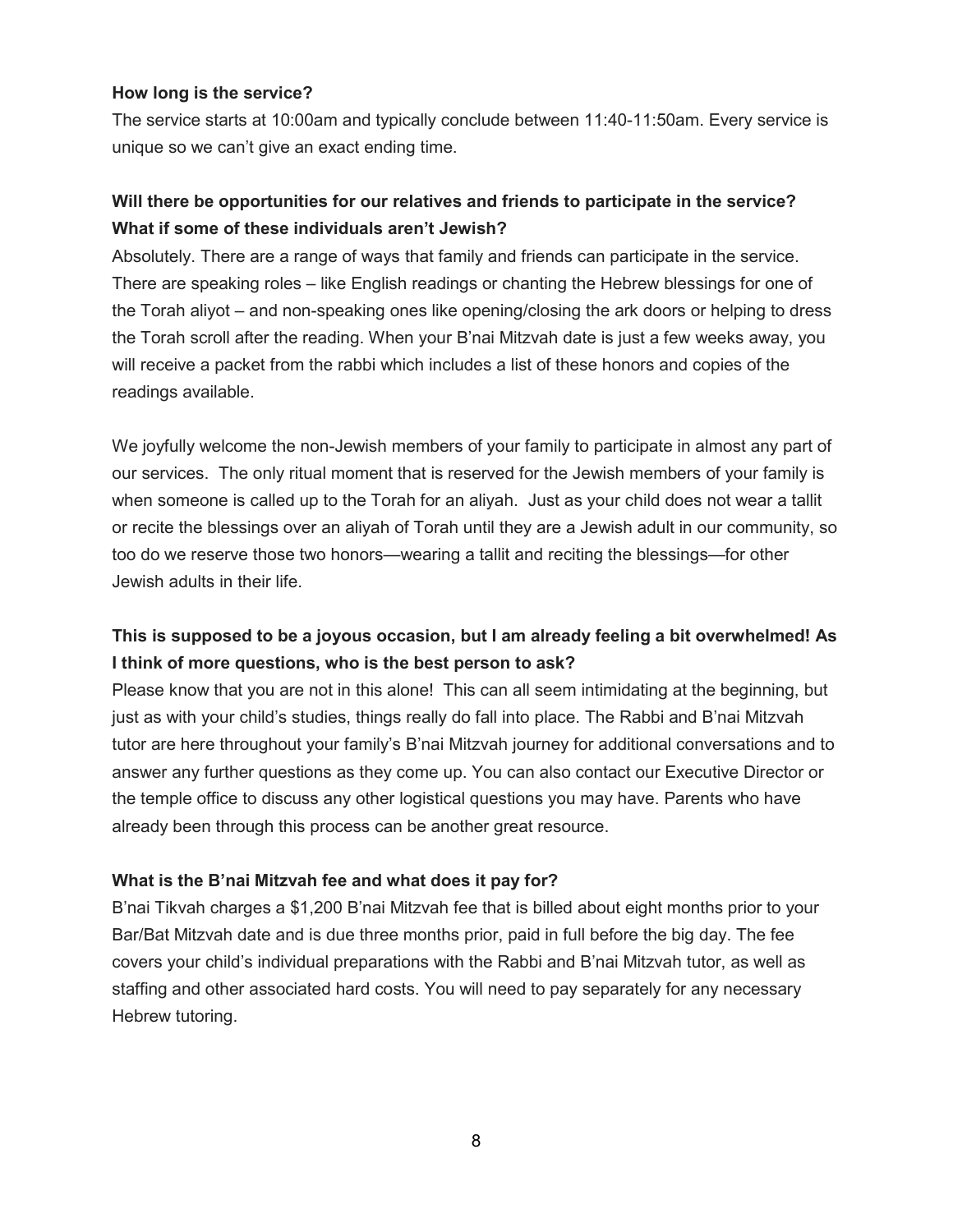**How long is the service?**

The service starts at 10:00am and typically conclude between 11:40-11:50am. Every service is unique so we can't give an exact ending time.

**Will there be opportunities for our relatives and friends to participate in the service? What if some of these individuals aren't Jewish?**

Absolutely. There are a range of ways that family and friends can participate in the service. There are speaking roles – like English readings or chanting the Hebrew blessings for one of the Torah aliyot – and non-speaking ones like opening/closing the ark doors or helping to dress the Torah scroll after the reading. When your B'nai Mitzvah date is just a few weeks away, you will receive a packet from the rabbi which includes a list of these honors and copies of the readings available.

We joyfully welcome the non-Jewish members of your family to participate in almost any part of our services. The only ritual moment that is reserved for the Jewish members of your family is when someone is called up to the Torah for an aliyah. Just as your child does not wear a tallit or recite the blessings over an aliyah of Torah until they are a Jewish adult in our community, so too do we reserve those two honors—wearing a tallit and reciting the blessings—for other Jewish adults in their life.

**This is supposed to be a joyous occasion, but I am already feeling a bit overwhelmed! As I think of more questions, who is the best person to ask?**

Please know that you are not in this alone! This can all seem intimidating at the beginning, but just as with your child's studies, things really do fall into place. The Rabbi and B'nai Mitzvah tutor are here throughout your family's B'nai Mitzvah journey for additional conversations and to answer any further questions as they come up. You can also contact our Executive Director or the temple office to discuss any other logistical questions you may have. Parents who have already been through this process can be another great resource.

**What is the B'nai Mitzvah fee and what does it pay for?**

B'nai Tikvah charges a $1,200 B'nai Mitzvah fee that is billed about eight months prior to your Bar/Bat Mitzvah date and is due three months prior, paid in full before the big day. The fee covers your child's individual preparations with the Rabbi and B'nai Mitzvah tutor, as well as staffing and other associated hard costs. You will need to pay separately for any necessary Hebrew tutoring.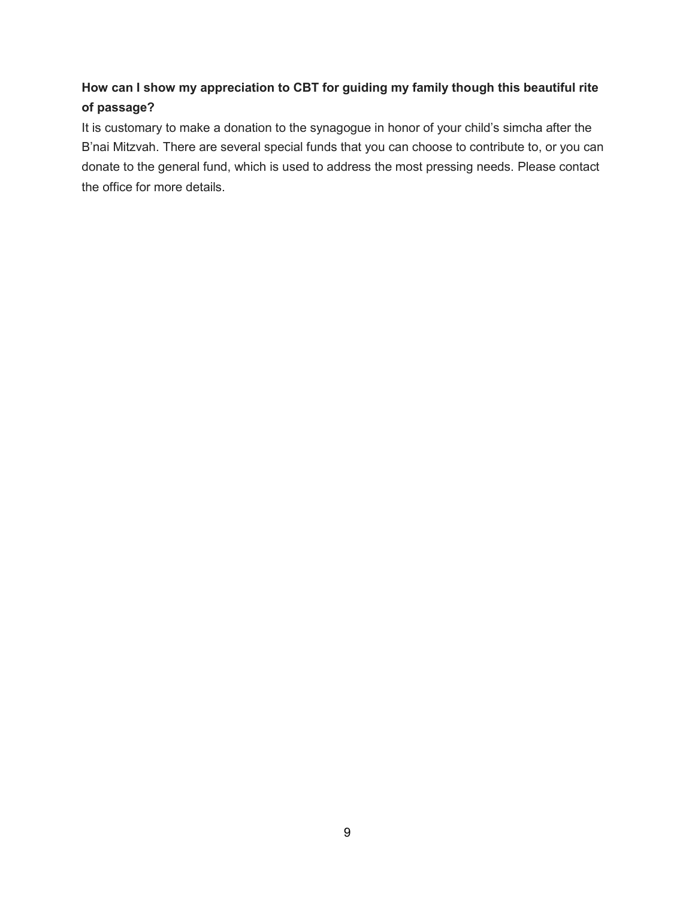**How can I show my appreciation to CBT for guiding my family though this beautiful rite of passage?**

It is customary to make a donation to the synagogue in honor of your child's simcha after the B'nai Mitzvah. There are several special funds that you can choose to contribute to, or you can donate to the general fund, which is used to address the most pressing needs. Please contact the office for more details.